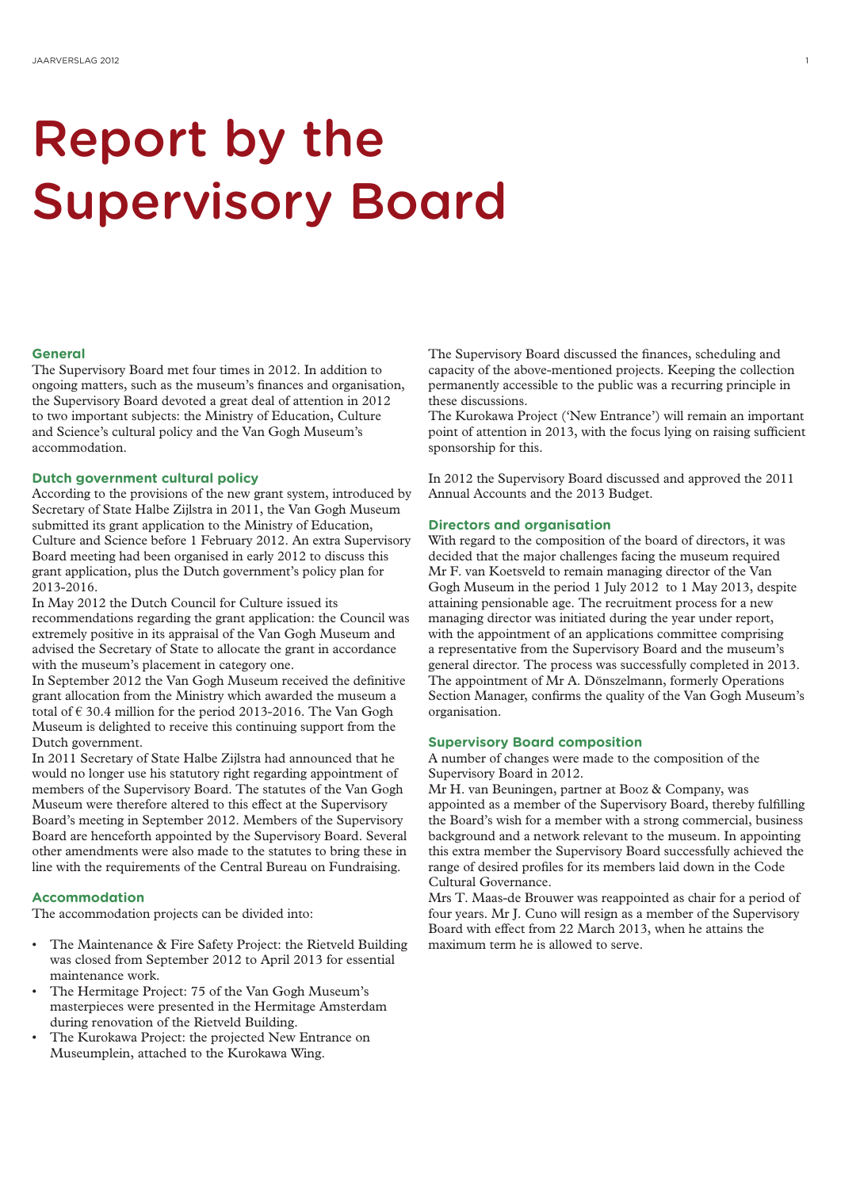# Report by the Supervisory Board

## General

The Supervisory Board met four times in 2012. In addition to ongoing matters, such as the museum's finances and organisation, the Supervisory Board devoted a great deal of attention in 2012 to two important subjects: the Ministry of Education, Culture and Science's cultural policy and the Van Gogh Museum's accommodation.

## Dutch government cultural policy

According to the provisions of the new grant system, introduced by Secretary of State Halbe Zijlstra in 2011, the Van Gogh Museum submitted its grant application to the Ministry of Education, Culture and Science before 1 February 2012. An extra Supervisory Board meeting had been organised in early 2012 to discuss this grant application, plus the Dutch government's policy plan for 2013-2016.

In May 2012 the Dutch Council for Culture issued its recommendations regarding the grant application: the Council was extremely positive in its appraisal of the Van Gogh Museum and advised the Secretary of State to allocate the grant in accordance with the museum's placement in category one.

In September 2012 the Van Gogh Museum received the definitive grant allocation from the Ministry which awarded the museum a total of € 30.4 million for the period 2013-2016. The Van Gogh Museum is delighted to receive this continuing support from the Dutch government.

In 2011 Secretary of State Halbe Zijlstra had announced that he would no longer use his statutory right regarding appointment of members of the Supervisory Board. The statutes of the Van Gogh Museum were therefore altered to this effect at the Supervisory Board's meeting in September 2012. Members of the Supervisory Board are henceforth appointed by the Supervisory Board. Several other amendments were also made to the statutes to bring these in line with the requirements of the Central Bureau on Fundraising.

## Accommodation

The accommodation projects can be divided into:

- The Maintenance & Fire Safety Project: the Rietveld Building was closed from September 2012 to April 2013 for essential maintenance work.
- The Hermitage Project: 75 of the Van Gogh Museum's masterpieces were presented in the Hermitage Amsterdam during renovation of the Rietveld Building.
- The Kurokawa Project: the projected New Entrance on Museumplein, attached to the Kurokawa Wing.

The Supervisory Board discussed the finances, scheduling and capacity of the above-mentioned projects. Keeping the collection permanently accessible to the public was a recurring principle in these discussions.

The Kurokawa Project ('New Entrance') will remain an important point of attention in 2013, with the focus lying on raising sufficient sponsorship for this.

In 2012 the Supervisory Board discussed and approved the 2011 Annual Accounts and the 2013 Budget.

## Directors and organisation

With regard to the composition of the board of directors, it was decided that the major challenges facing the museum required Mr F. van Koetsveld to remain managing director of the Van Gogh Museum in the period 1 July 2012 to 1 May 2013, despite attaining pensionable age. The recruitment process for a new managing director was initiated during the year under report, with the appointment of an applications committee comprising a representative from the Supervisory Board and the museum's general director. The process was successfully completed in 2013. The appointment of Mr A. Dönszelmann, formerly Operations Section Manager, confirms the quality of the Van Gogh Museum's organisation.

## Supervisory Board composition

A number of changes were made to the composition of the Supervisory Board in 2012.

Mr H. van Beuningen, partner at Booz & Company, was appointed as a member of the Supervisory Board, thereby fulfilling the Board's wish for a member with a strong commercial, business background and a network relevant to the museum. In appointing this extra member the Supervisory Board successfully achieved the range of desired profiles for its members laid down in the Code Cultural Governance.

Mrs T. Maas-de Brouwer was reappointed as chair for a period of four years. Mr J. Cuno will resign as a member of the Supervisory Board with effect from 22 March 2013, when he attains the maximum term he is allowed to serve.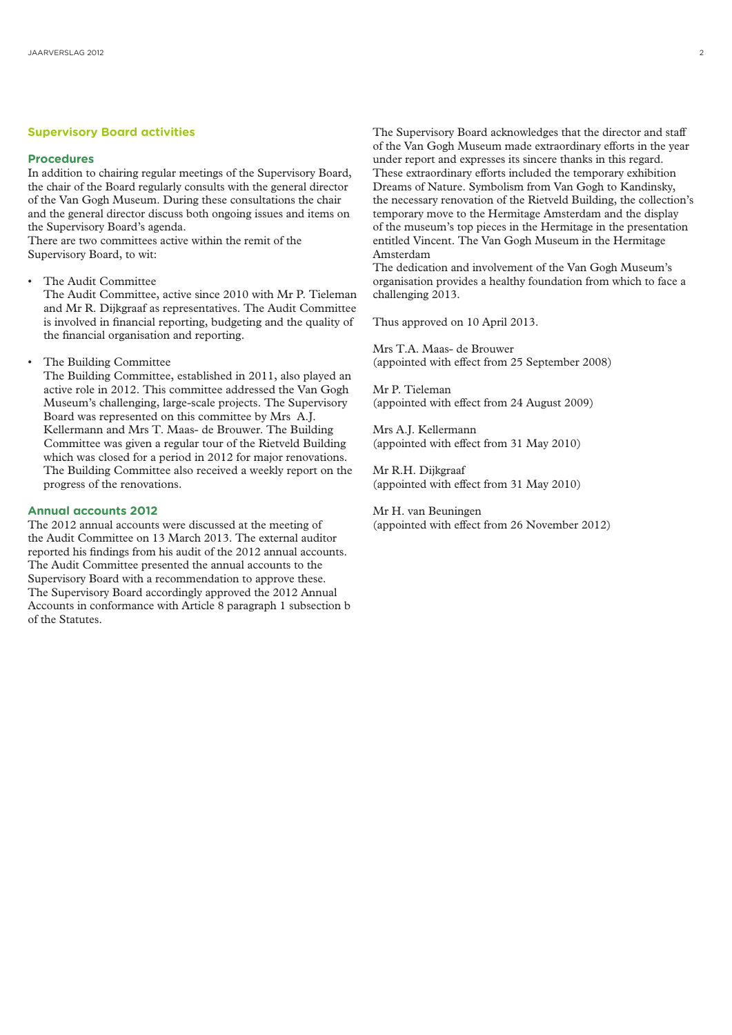## Supervisory Board activities

### Procedures

In addition to chairing regular meetings of the Supervisory Board, the chair of the Board regularly consults with the general director of the Van Gogh Museum. During these consultations the chair and the general director discuss both ongoing issues and items on the Supervisory Board's agenda.
There are two committees active within the remit of the Supervisory Board, to wit:

- The Audit Committee
  The Audit Committee, active since 2010 with Mr P. Tieleman and Mr R. Dijkgraaf as representatives. The Audit Committee is involved in financial reporting, budgeting and the quality of the financial organisation and reporting.

- The Building Committee
  The Building Committee, established in 2011, also played an active role in 2012. This committee addressed the Van Gogh Museum's challenging, large-scale projects. The Supervisory Board was represented on this committee by Mrs A.J. Kellermann and Mrs T. Maas- de Brouwer. The Building Committee was given a regular tour of the Rietveld Building which was closed for a period in 2012 for major renovations. The Building Committee also received a weekly report on the progress of the renovations.

### Annual accounts 2012

The 2012 annual accounts were discussed at the meeting of the Audit Committee on 13 March 2013. The external auditor reported his findings from his audit of the 2012 annual accounts. The Audit Committee presented the annual accounts to the Supervisory Board with a recommendation to approve these. The Supervisory Board accordingly approved the 2012 Annual Accounts in conformance with Article 8 paragraph 1 subsection b of the Statutes.

The Supervisory Board acknowledges that the director and staff of the Van Gogh Museum made extraordinary efforts in the year under report and expresses its sincere thanks in this regard. These extraordinary efforts included the temporary exhibition Dreams of Nature. Symbolism from Van Gogh to Kandinsky, the necessary renovation of the Rietveld Building, the collection's temporary move to the Hermitage Amsterdam and the display of the museum's top pieces in the Hermitage in the presentation entitled Vincent. The Van Gogh Museum in the Hermitage Amsterdam
The dedication and involvement of the Van Gogh Museum's organisation provides a healthy foundation from which to face a challenging 2013.

Thus approved on 10 April 2013.

Mrs T.A. Maas- de Brouwer
(appointed with effect from 25 September 2008)

Mr P. Tieleman
(appointed with effect from 24 August 2009)

Mrs A.J. Kellermann
(appointed with effect from 31 May 2010)

Mr R.H. Dijkgraaf
(appointed with effect from 31 May 2010)

Mr H. van Beuningen
(appointed with effect from 26 November 2012)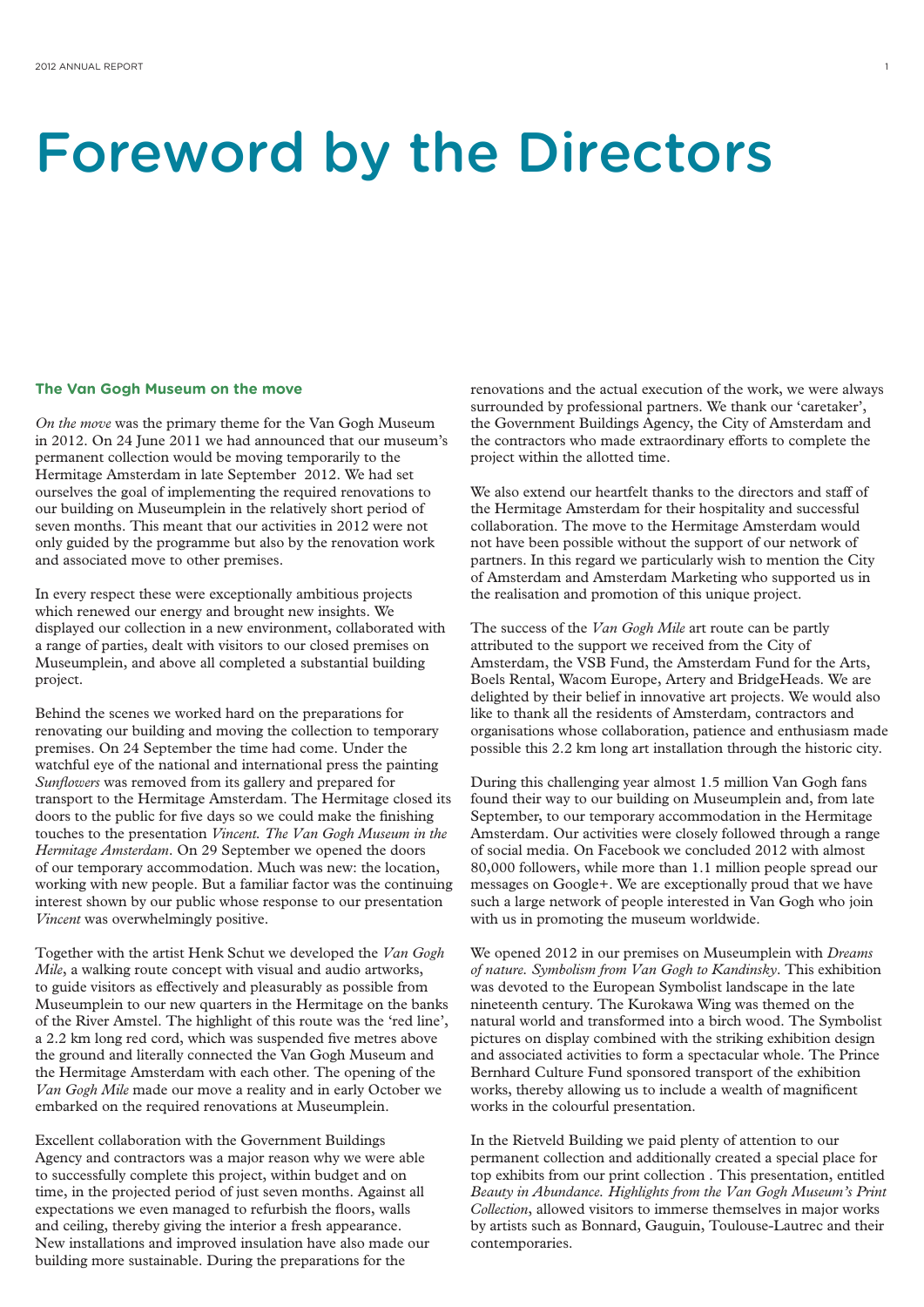# Foreword by the Directors

### The Van Gogh Museum on the move

*On the move* was the primary theme for the Van Gogh Museum in 2012. On 24 June 2011 we had announced that our museum's permanent collection would be moving temporarily to the Hermitage Amsterdam in late September 2012. We had set ourselves the goal of implementing the required renovations to our building on Museumplein in the relatively short period of seven months. This meant that our activities in 2012 were not only guided by the programme but also by the renovation work and associated move to other premises.

In every respect these were exceptionally ambitious projects which renewed our energy and brought new insights. We displayed our collection in a new environment, collaborated with a range of parties, dealt with visitors to our closed premises on Museumplein, and above all completed a substantial building project.

Behind the scenes we worked hard on the preparations for renovating our building and moving the collection to temporary premises. On 24 September the time had come. Under the watchful eye of the national and international press the painting *Sunflowers* was removed from its gallery and prepared for transport to the Hermitage Amsterdam. The Hermitage closed its doors to the public for five days so we could make the finishing touches to the presentation *Vincent. The Van Gogh Museum in the Hermitage Amsterdam*. On 29 September we opened the doors of our temporary accommodation. Much was new: the location, working with new people. But a familiar factor was the continuing interest shown by our public whose response to our presentation *Vincent* was overwhelmingly positive.

Together with the artist Henk Schut we developed the *Van Gogh Mile*, a walking route concept with visual and audio artworks, to guide visitors as effectively and pleasurably as possible from Museumplein to our new quarters in the Hermitage on the banks of the River Amstel. The highlight of this route was the 'red line', a 2.2 km long red cord, which was suspended five metres above the ground and literally connected the Van Gogh Museum and the Hermitage Amsterdam with each other. The opening of the *Van Gogh Mile* made our move a reality and in early October we embarked on the required renovations at Museumplein.

Excellent collaboration with the Government Buildings Agency and contractors was a major reason why we were able to successfully complete this project, within budget and on time, in the projected period of just seven months. Against all expectations we even managed to refurbish the floors, walls and ceiling, thereby giving the interior a fresh appearance. New installations and improved insulation have also made our building more sustainable. During the preparations for the renovations and the actual execution of the work, we were always surrounded by professional partners. We thank our 'caretaker', the Government Buildings Agency, the City of Amsterdam and the contractors who made extraordinary efforts to complete the project within the allotted time.

We also extend our heartfelt thanks to the directors and staff of the Hermitage Amsterdam for their hospitality and successful collaboration. The move to the Hermitage Amsterdam would not have been possible without the support of our network of partners. In this regard we particularly wish to mention the City of Amsterdam and Amsterdam Marketing who supported us in the realisation and promotion of this unique project.

The success of the *Van Gogh Mile* art route can be partly attributed to the support we received from the City of Amsterdam, the VSB Fund, the Amsterdam Fund for the Arts, Boels Rental, Wacom Europe, Artery and BridgeHeads. We are delighted by their belief in innovative art projects. We would also like to thank all the residents of Amsterdam, contractors and organisations whose collaboration, patience and enthusiasm made possible this 2.2 km long art installation through the historic city.

During this challenging year almost 1.5 million Van Gogh fans found their way to our building on Museumplein and, from late September, to our temporary accommodation in the Hermitage Amsterdam. Our activities were closely followed through a range of social media. On Facebook we concluded 2012 with almost 80,000 followers, while more than 1.1 million people spread our messages on Google+. We are exceptionally proud that we have such a large network of people interested in Van Gogh who join with us in promoting the museum worldwide.

We opened 2012 in our premises on Museumplein with *Dreams of nature. Symbolism from Van Gogh to Kandinsky*. This exhibition was devoted to the European Symbolist landscape in the late nineteenth century. The Kurokawa Wing was themed on the natural world and transformed into a birch wood. The Symbolist pictures on display combined with the striking exhibition design and associated activities to form a spectacular whole. The Prince Bernhard Culture Fund sponsored transport of the exhibition works, thereby allowing us to include a wealth of magnificent works in the colourful presentation.

In the Rietveld Building we paid plenty of attention to our permanent collection and additionally created a special place for top exhibits from our print collection . This presentation, entitled *Beauty in Abundance. Highlights from the Van Gogh Museum's Print Collection*, allowed visitors to immerse themselves in major works by artists such as Bonnard, Gauguin, Toulouse-Lautrec and their contemporaries.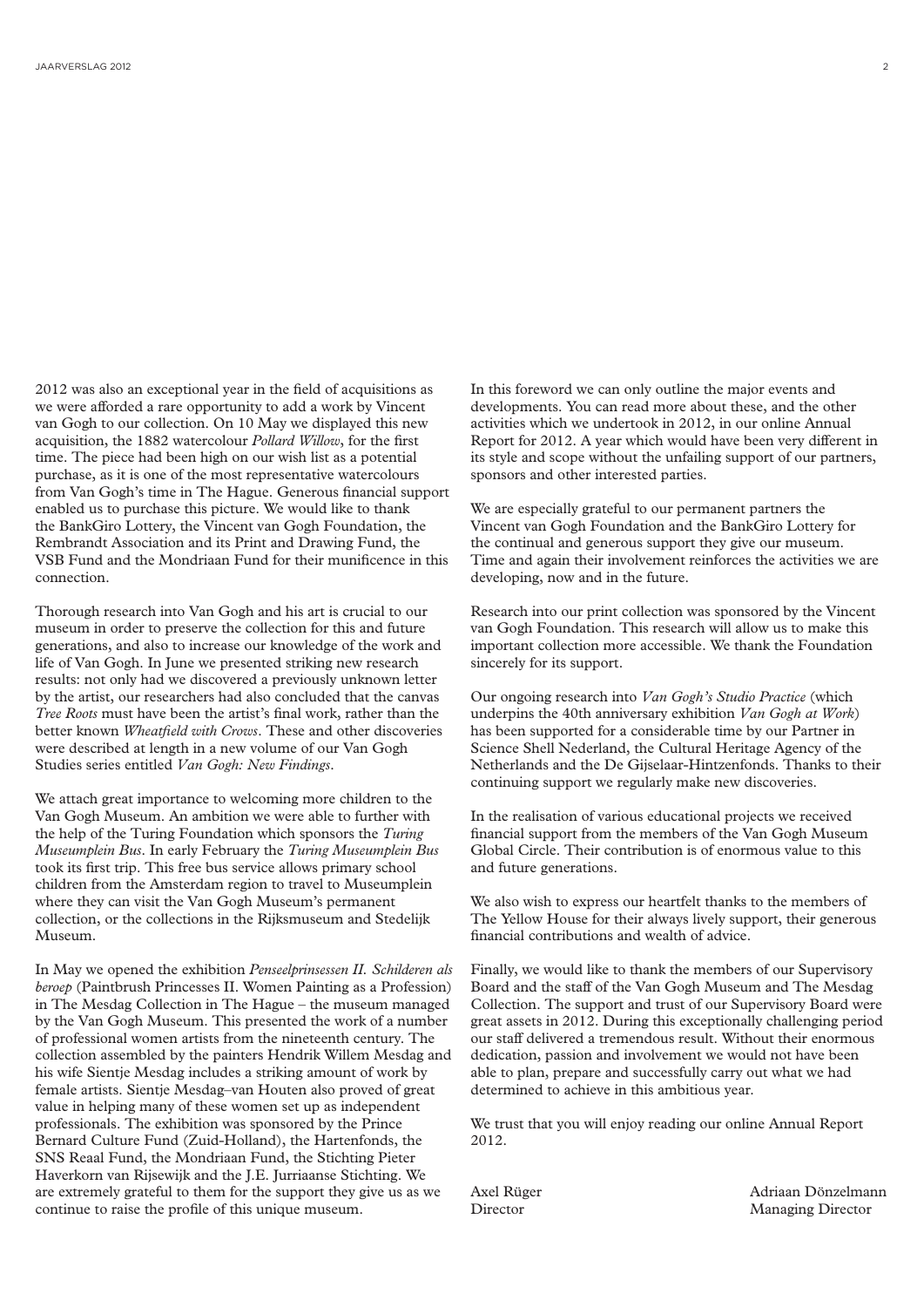2012 was also an exceptional year in the field of acquisitions as we were afforded a rare opportunity to add a work by Vincent van Gogh to our collection. On 10 May we displayed this new acquisition, the 1882 watercolour *Pollard Willow*, for the first time. The piece had been high on our wish list as a potential purchase, as it is one of the most representative watercolours from Van Gogh's time in The Hague. Generous financial support enabled us to purchase this picture. We would like to thank the BankGiro Lottery, the Vincent van Gogh Foundation, the Rembrandt Association and its Print and Drawing Fund, the VSB Fund and the Mondriaan Fund for their munificence in this connection.

Thorough research into Van Gogh and his art is crucial to our museum in order to preserve the collection for this and future generations, and also to increase our knowledge of the work and life of Van Gogh. In June we presented striking new research results: not only had we discovered a previously unknown letter by the artist, our researchers had also concluded that the canvas *Tree Roots* must have been the artist's final work, rather than the better known *Wheatfield with Crows*. These and other discoveries were described at length in a new volume of our Van Gogh Studies series entitled *Van Gogh: New Findings*.

We attach great importance to welcoming more children to the Van Gogh Museum. An ambition we were able to further with the help of the Turing Foundation which sponsors the *Turing Museumplein Bus*. In early February the *Turing Museumplein Bus* took its first trip. This free bus service allows primary school children from the Amsterdam region to travel to Museumplein where they can visit the Van Gogh Museum's permanent collection, or the collections in the Rijksmuseum and Stedelijk Museum.

In May we opened the exhibition *Penseelprinsessen II. Schilderen als beroep* (Paintbrush Princesses II. Women Painting as a Profession) in The Mesdag Collection in The Hague – the museum managed by the Van Gogh Museum. This presented the work of a number of professional women artists from the nineteenth century. The collection assembled by the painters Hendrik Willem Mesdag and his wife Sientje Mesdag includes a striking amount of work by female artists. Sientje Mesdag–van Houten also proved of great value in helping many of these women set up as independent professionals. The exhibition was sponsored by the Prince Bernard Culture Fund (Zuid-Holland), the Hartenfonds, the SNS Reaal Fund, the Mondriaan Fund, the Stichting Pieter Haverkorn van Rijsewijk and the J.E. Jurriaanse Stichting. We are extremely grateful to them for the support they give us as we continue to raise the profile of this unique museum.

In this foreword we can only outline the major events and developments. You can read more about these, and the other activities which we undertook in 2012, in our online Annual Report for 2012. A year which would have been very different in its style and scope without the unfailing support of our partners, sponsors and other interested parties.

We are especially grateful to our permanent partners the Vincent van Gogh Foundation and the BankGiro Lottery for the continual and generous support they give our museum. Time and again their involvement reinforces the activities we are developing, now and in the future.

Research into our print collection was sponsored by the Vincent van Gogh Foundation. This research will allow us to make this important collection more accessible. We thank the Foundation sincerely for its support.

Our ongoing research into *Van Gogh's Studio Practice* (which underpins the 40th anniversary exhibition *Van Gogh at Work*) has been supported for a considerable time by our Partner in Science Shell Nederland, the Cultural Heritage Agency of the Netherlands and the De Gijselaar-Hintzenfonds. Thanks to their continuing support we regularly make new discoveries.

In the realisation of various educational projects we received financial support from the members of the Van Gogh Museum Global Circle. Their contribution is of enormous value to this and future generations.

We also wish to express our heartfelt thanks to the members of The Yellow House for their always lively support, their generous financial contributions and wealth of advice.

Finally, we would like to thank the members of our Supervisory Board and the staff of the Van Gogh Museum and The Mesdag Collection. The support and trust of our Supervisory Board were great assets in 2012. During this exceptionally challenging period our staff delivered a tremendous result. Without their enormous dedication, passion and involvement we would not have been able to plan, prepare and successfully carry out what we had determined to achieve in this ambitious year.

We trust that you will enjoy reading our online Annual Report 2012.

Axel Rüger
Director

Adriaan Dönzelmann
Managing Director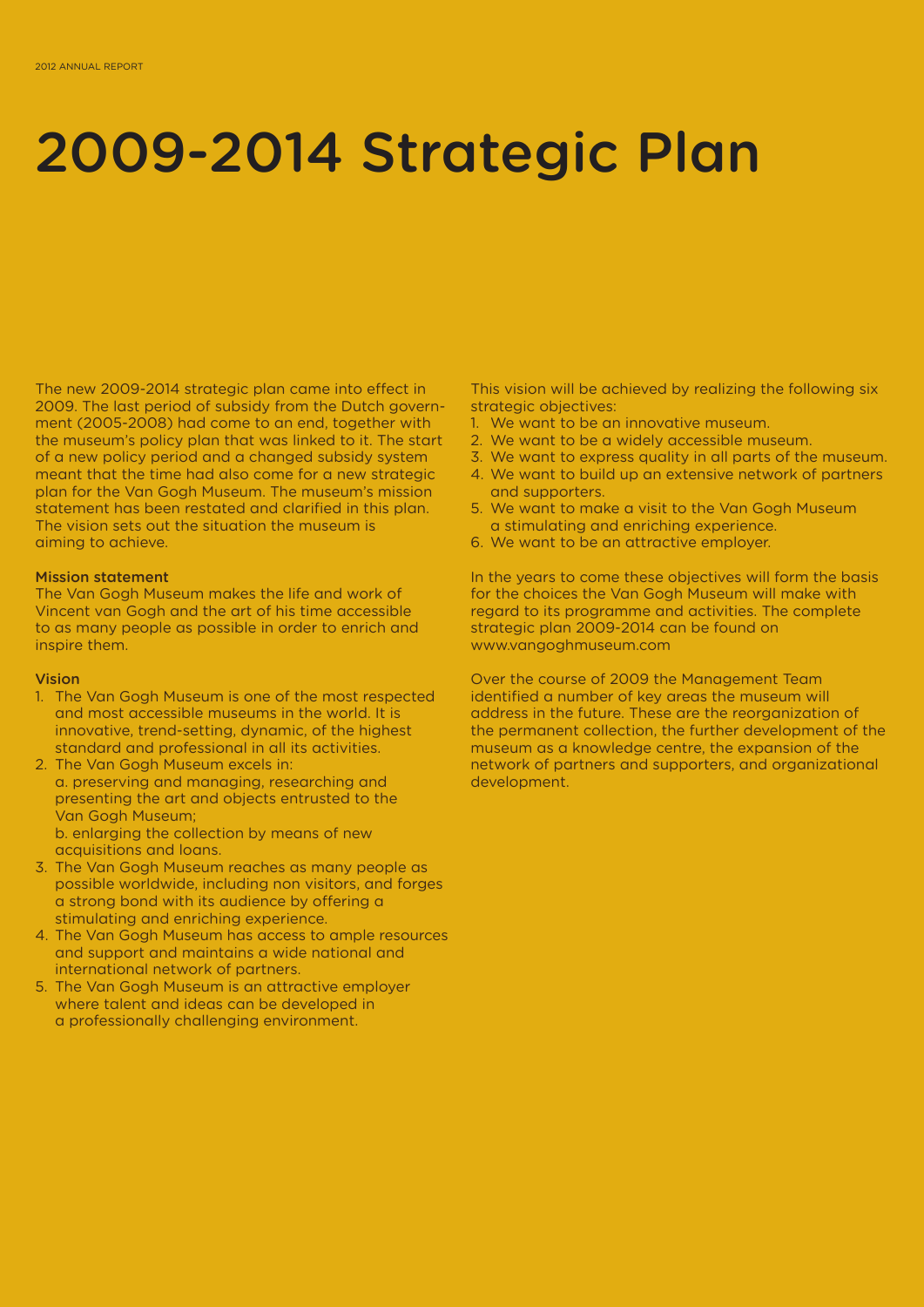# 2009-2014 Strategic Plan

The new 2009-2014 strategic plan came into effect in 2009. The last period of subsidy from the Dutch government (2005-2008) had come to an end, together with the museum's policy plan that was linked to it. The start of a new policy period and a changed subsidy system meant that the time had also come for a new strategic plan for the Van Gogh Museum. The museum's mission statement has been restated and clarified in this plan. The vision sets out the situation the museum is aiming to achieve.

### Mission statement

The Van Gogh Museum makes the life and work of Vincent van Gogh and the art of his time accessible to as many people as possible in order to enrich and inspire them.

### Vision

1. The Van Gogh Museum is one of the most respected and most accessible museums in the world. It is innovative, trend-setting, dynamic, of the highest standard and professional in all its activities.
2. The Van Gogh Museum excels in:
   a. preserving and managing, researching and presenting the art and objects entrusted to the Van Gogh Museum;
   b. enlarging the collection by means of new acquisitions and loans.
3. The Van Gogh Museum reaches as many people as possible worldwide, including non visitors, and forges a strong bond with its audience by offering a stimulating and enriching experience.
4. The Van Gogh Museum has access to ample resources and support and maintains a wide national and international network of partners.
5. The Van Gogh Museum is an attractive employer where talent and ideas can be developed in a professionally challenging environment.

This vision will be achieved by realizing the following six strategic objectives:

1. We want to be an innovative museum.
2. We want to be a widely accessible museum.
3. We want to express quality in all parts of the museum.
4. We want to build up an extensive network of partners and supporters.
5. We want to make a visit to the Van Gogh Museum a stimulating and enriching experience.
6. We want to be an attractive employer.

In the years to come these objectives will form the basis for the choices the Van Gogh Museum will make with regard to its programme and activities. The complete strategic plan 2009-2014 can be found on www.vangoghmuseum.com

Over the course of 2009 the Management Team identified a number of key areas the museum will address in the future. These are the reorganization of the permanent collection, the further development of the museum as a knowledge centre, the expansion of the network of partners and supporters, and organizational development.